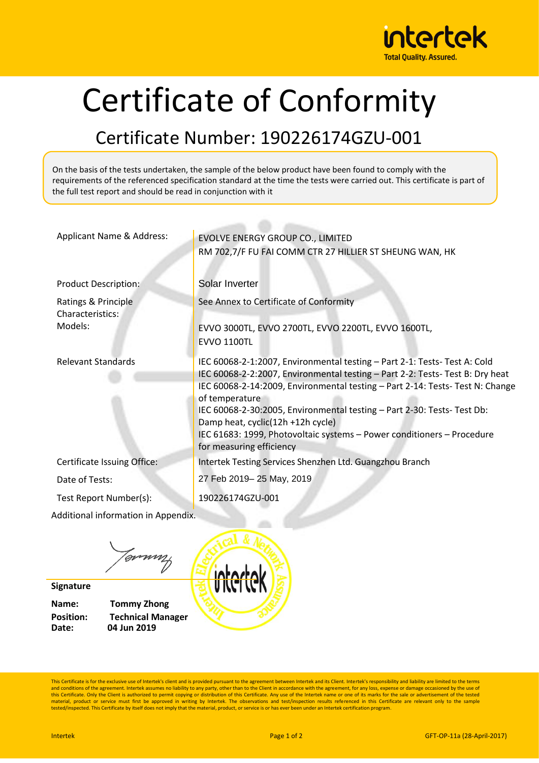intertek
Total Quality. Assured.

# Certificate of Conformity

## Certificate Number: 190226174GZU-001

On the basis of the tests undertaken, the sample of the below product have been found to comply with the requirements of the referenced specification standard at the time the tests were carried out. This certificate is part of the full test report and should be read in conjunction with it

| | |
|---|---|
| Applicant Name & Address: | EVOLVE ENERGY GROUP CO., LIMITED<br>RM 702,7/F FU FAI COMM CTR 27 HILLIER ST SHEUNG WAN, HK |
| Product Description: | Solar Inverter |
| Ratings & Principle Characteristics: | See Annex to Certificate of Conformity |
| Models: | EVVO 3000TL, EVVO 2700TL, EVVO 2200TL, EVVO 1600TL, EVVO 1100TL |
| Relevant Standards | IEC 60068-2-1:2007, Environmental testing – Part 2-1: Tests- Test A: Cold<br>IEC 60068-2-2:2007, Environmental testing – Part 2-2: Tests- Test B: Dry heat<br>IEC 60068-2-14:2009, Environmental testing – Part 2-14: Tests- Test N: Change of temperature<br>IEC 60068-2-30:2005, Environmental testing – Part 2-30: Tests- Test Db: Damp heat, cyclic(12h +12h cycle)<br>IEC 61683: 1999, Photovoltaic systems – Power conditioners – Procedure for measuring efficiency |
| Certificate Issuing Office: | Intertek Testing Services Shenzhen Ltd. Guangzhou Branch |
| Date of Tests: | 27 Feb 2019– 25 May, 2019 |
| Test Report Number(s): | 190226174GZU-001 |

Additional information in Appendix.

**Signature**

**Name:** **Tommy Zhong**
**Position:** **Technical Manager**
**Date:** **04 Jun 2019**

This Certificate is for the exclusive use of Intertek's client and is provided pursuant to the agreement between Intertek and its Client. Intertek's responsibility and liability are limited to the terms and conditions of the agreement. Intertek assumes no liability to any party, other than to the Client in accordance with the agreement, for any loss, expense or damage occasioned by the use of this Certificate. Only the Client is authorized to permit copying or distribution of this Certificate. Any use of the Intertek name or one of its marks for the sale or advertisement of the tested material, product or service must first be approved in writing by Intertek. The observations and test/inspection results referenced in this Certificate are relevant only to the sample tested/inspected. This Certificate by itself does not imply that the material, product, or service is or has ever been under an Intertek certification program.

GFT-OP-11a (28-April-2017)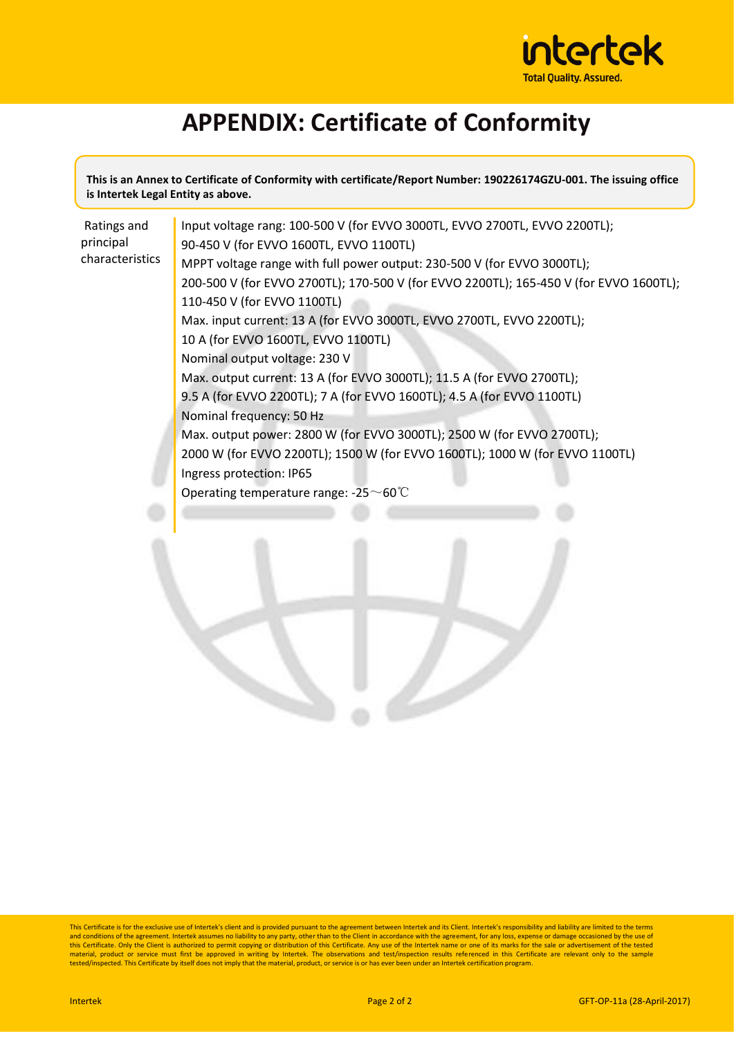# APPENDIX: Certificate of Conformity

**This is an Annex to Certificate of Conformity with certificate/Report Number: 190226174GZU-001. The issuing office is Intertek Legal Entity as above.**

| | |
|---|---|
| Ratings and principal characteristics | Input voltage rang: 100-500 V (for EVVO 3000TL, EVVO 2700TL, EVVO 2200TL); 90-450 V (for EVVO 1600TL, EVVO 1100TL)<br>MPPT voltage range with full power output: 230-500 V (for EVVO 3000TL); 200-500 V (for EVVO 2700TL); 170-500 V (for EVVO 2200TL); 165-450 V (for EVVO 1600TL); 110-450 V (for EVVO 1100TL)<br>Max. input current: 13 A (for EVVO 3000TL, EVVO 2700TL, EVVO 2200TL); 10 A (for EVVO 1600TL, EVVO 1100TL)<br>Nominal output voltage: 230 V<br>Max. output current: 13 A (for EVVO 3000TL); 11.5 A (for EVVO 2700TL); 9.5 A (for EVVO 2200TL); 7 A (for EVVO 1600TL); 4.5 A (for EVVO 1100TL)<br>Nominal frequency: 50 Hz<br>Max. output power: 2800 W (for EVVO 3000TL); 2500 W (for EVVO 2700TL); 2000 W (for EVVO 2200TL); 1500 W (for EVVO 1600TL); 1000 W (for EVVO 1100TL)<br>Ingress protection: IP65<br>Operating temperature range: -25～60℃ |

This Certificate is for the exclusive use of Intertek's client and is provided pursuant to the agreement between Intertek and its Client. Intertek's responsibility and liability are limited to the terms and conditions of the agreement. Intertek assumes no liability to any party, other than to the Client in accordance with the agreement, for any loss, expense or damage occasioned by the use of this Certificate. Only the Client is authorized to permit copying or distribution of this Certificate. Any use of the Intertek name or one of its marks for the sale or advertisement of the tested material, product or service must first be approved in writing by Intertek. The observations and test/inspection results referenced in this Certificate are relevant only to the sample tested/inspected. This Certificate by itself does not imply that the material, product, or service is or has ever been under an Intertek certification program.

Intertek

GFT-OP-11a (28-April-2017)